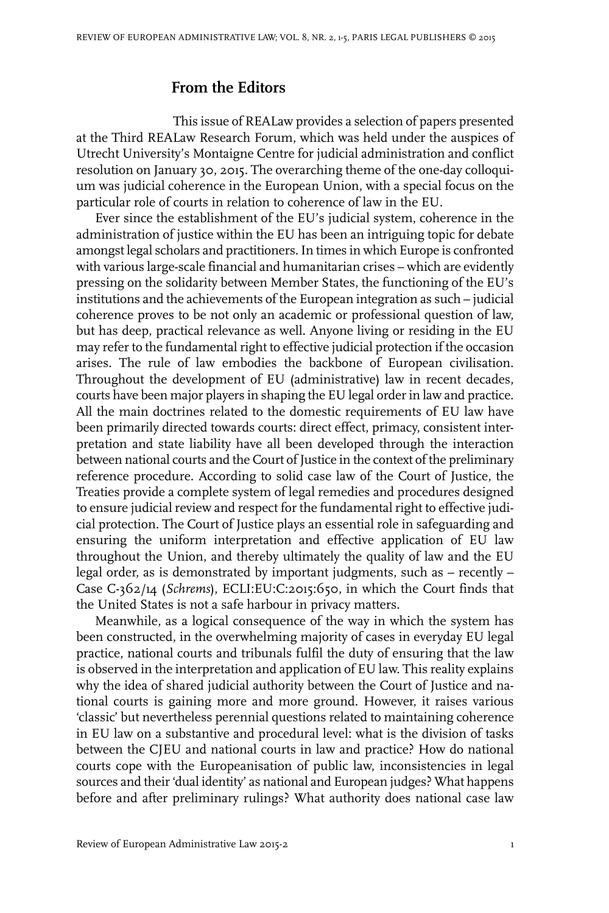# From the Editors

This issue of REALaw provides a selection of papers presented at the Third REALaw Research Forum, which was held under the auspices of Utrecht University's Montaigne Centre for judicial administration and conflict resolution on January 30, 2015. The overarching theme of the one-day colloquium was judicial coherence in the European Union, with a special focus on the particular role of courts in relation to coherence of law in the EU.

Ever since the establishment of the EU's judicial system, coherence in the administration of justice within the EU has been an intriguing topic for debate amongst legal scholars and practitioners. In times in which Europe is confronted with various large-scale financial and humanitarian crises – which are evidently pressing on the solidarity between Member States, the functioning of the EU's institutions and the achievements of the European integration as such – judicial coherence proves to be not only an academic or professional question of law, but has deep, practical relevance as well. Anyone living or residing in the EU may refer to the fundamental right to effective judicial protection if the occasion arises. The rule of law embodies the backbone of European civilisation. Throughout the development of EU (administrative) law in recent decades, courts have been major players in shaping the EU legal order in law and practice. All the main doctrines related to the domestic requirements of EU law have been primarily directed towards courts: direct effect, primacy, consistent interpretation and state liability have all been developed through the interaction between national courts and the Court of Justice in the context of the preliminary reference procedure. According to solid case law of the Court of Justice, the Treaties provide a complete system of legal remedies and procedures designed to ensure judicial review and respect for the fundamental right to effective judicial protection. The Court of Justice plays an essential role in safeguarding and ensuring the uniform interpretation and effective application of EU law throughout the Union, and thereby ultimately the quality of law and the EU legal order, as is demonstrated by important judgments, such as – recently – Case C-362/14 (*Schrems*), ECLI:EU:C:2015:650, in which the Court finds that the United States is not a safe harbour in privacy matters.

Meanwhile, as a logical consequence of the way in which the system has been constructed, in the overwhelming majority of cases in everyday EU legal practice, national courts and tribunals fulfil the duty of ensuring that the law is observed in the interpretation and application of EU law. This reality explains why the idea of shared judicial authority between the Court of Justice and national courts is gaining more and more ground. However, it raises various 'classic' but nevertheless perennial questions related to maintaining coherence in EU law on a substantive and procedural level: what is the division of tasks between the CJEU and national courts in law and practice? How do national courts cope with the Europeanisation of public law, inconsistencies in legal sources and their 'dual identity' as national and European judges? What happens before and after preliminary rulings? What authority does national case law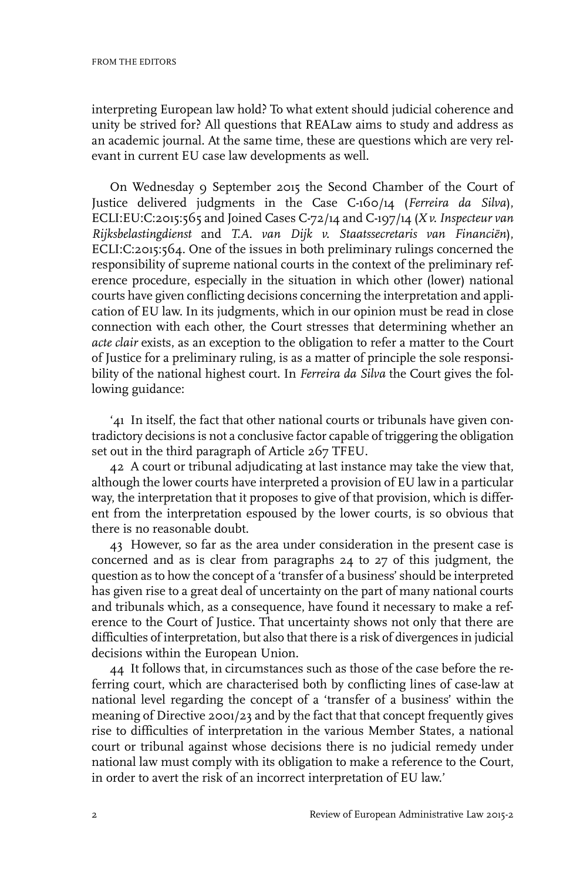interpreting European law hold? To what extent should judicial coherence and unity be strived for? All questions that REALaw aims to study and address as an academic journal. At the same time, these are questions which are very relevant in current EU case law developments as well.

On Wednesday 9 September 2015 the Second Chamber of the Court of Justice delivered judgments in the Case C-160/14 (*Ferreira da Silva*), ECLI:EU:C:2015:565 and Joined Cases C-72/14 and C-197/14 (*X v. Inspecteur van Rijksbelastingdienst* and *T.A. van Dijk v. Staatssecretaris van Financiën*), ECLI:C:2015:564. One of the issues in both preliminary rulings concerned the responsibility of supreme national courts in the context of the preliminary reference procedure, especially in the situation in which other (lower) national courts have given conflicting decisions concerning the interpretation and application of EU law. In its judgments, which in our opinion must be read in close connection with each other, the Court stresses that determining whether an *acte clair* exists, as an exception to the obligation to refer a matter to the Court of Justice for a preliminary ruling, is as a matter of principle the sole responsibility of the national highest court. In *Ferreira da Silva* the Court gives the following guidance:

'41 In itself, the fact that other national courts or tribunals have given contradictory decisions is not a conclusive factor capable of triggering the obligation set out in the third paragraph of Article 267 TFEU.

42 A court or tribunal adjudicating at last instance may take the view that, although the lower courts have interpreted a provision of EU law in a particular way, the interpretation that it proposes to give of that provision, which is different from the interpretation espoused by the lower courts, is so obvious that there is no reasonable doubt.

43 However, so far as the area under consideration in the present case is concerned and as is clear from paragraphs 24 to 27 of this judgment, the question as to how the concept of a 'transfer of a business' should be interpreted has given rise to a great deal of uncertainty on the part of many national courts and tribunals which, as a consequence, have found it necessary to make a reference to the Court of Justice. That uncertainty shows not only that there are difficulties of interpretation, but also that there is a risk of divergences in judicial decisions within the European Union.

44 It follows that, in circumstances such as those of the case before the referring court, which are characterised both by conflicting lines of case-law at national level regarding the concept of a 'transfer of a business' within the meaning of Directive 2001/23 and by the fact that that concept frequently gives rise to difficulties of interpretation in the various Member States, a national court or tribunal against whose decisions there is no judicial remedy under national law must comply with its obligation to make a reference to the Court, in order to avert the risk of an incorrect interpretation of EU law.'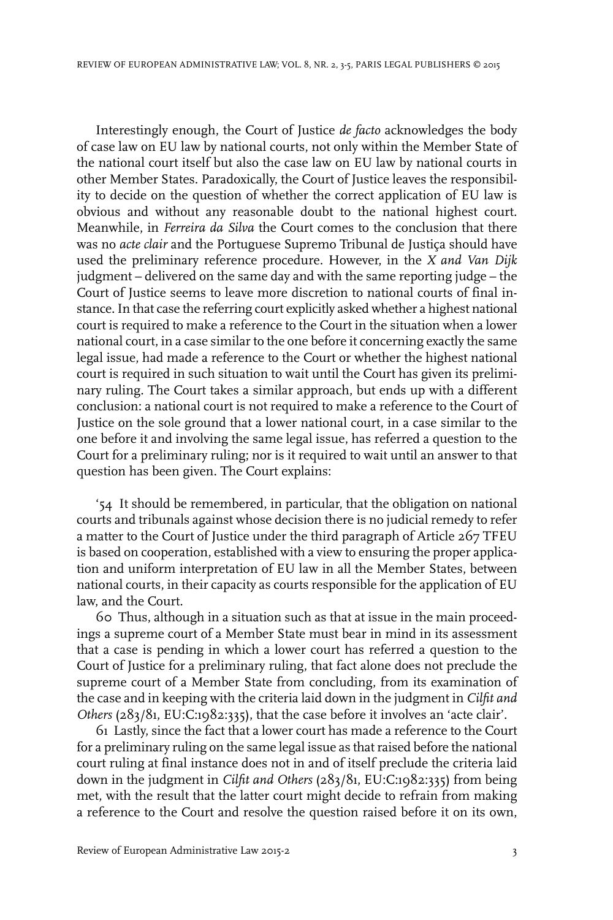Interestingly enough, the Court of Justice *de facto* acknowledges the body of case law on EU law by national courts, not only within the Member State of the national court itself but also the case law on EU law by national courts in other Member States. Paradoxically, the Court of Justice leaves the responsibility to decide on the question of whether the correct application of EU law is obvious and without any reasonable doubt to the national highest court. Meanwhile, in *Ferreira da Silva* the Court comes to the conclusion that there was no *acte clair* and the Portuguese Supremo Tribunal de Justiça should have used the preliminary reference procedure. However, in the *X and Van Dijk* judgment – delivered on the same day and with the same reporting judge – the Court of Justice seems to leave more discretion to national courts of final instance. In that case the referring court explicitly asked whether a highest national court is required to make a reference to the Court in the situation when a lower national court, in a case similar to the one before it concerning exactly the same legal issue, had made a reference to the Court or whether the highest national court is required in such situation to wait until the Court has given its preliminary ruling. The Court takes a similar approach, but ends up with a different conclusion: a national court is not required to make a reference to the Court of Justice on the sole ground that a lower national court, in a case similar to the one before it and involving the same legal issue, has referred a question to the Court for a preliminary ruling; nor is it required to wait until an answer to that question has been given. The Court explains:

'54 It should be remembered, in particular, that the obligation on national courts and tribunals against whose decision there is no judicial remedy to refer a matter to the Court of Justice under the third paragraph of Article 267 TFEU is based on cooperation, established with a view to ensuring the proper application and uniform interpretation of EU law in all the Member States, between national courts, in their capacity as courts responsible for the application of EU law, and the Court.

60 Thus, although in a situation such as that at issue in the main proceedings a supreme court of a Member State must bear in mind in its assessment that a case is pending in which a lower court has referred a question to the Court of Justice for a preliminary ruling, that fact alone does not preclude the supreme court of a Member State from concluding, from its examination of the case and in keeping with the criteria laid down in the judgment in *Cilfit and Others* (283/81, EU:C:1982:335), that the case before it involves an 'acte clair'.

61 Lastly, since the fact that a lower court has made a reference to the Court for a preliminary ruling on the same legal issue as that raised before the national court ruling at final instance does not in and of itself preclude the criteria laid down in the judgment in *Cilfit and Others* (283/81, EU:C:1982:335) from being met, with the result that the latter court might decide to refrain from making a reference to the Court and resolve the question raised before it on its own,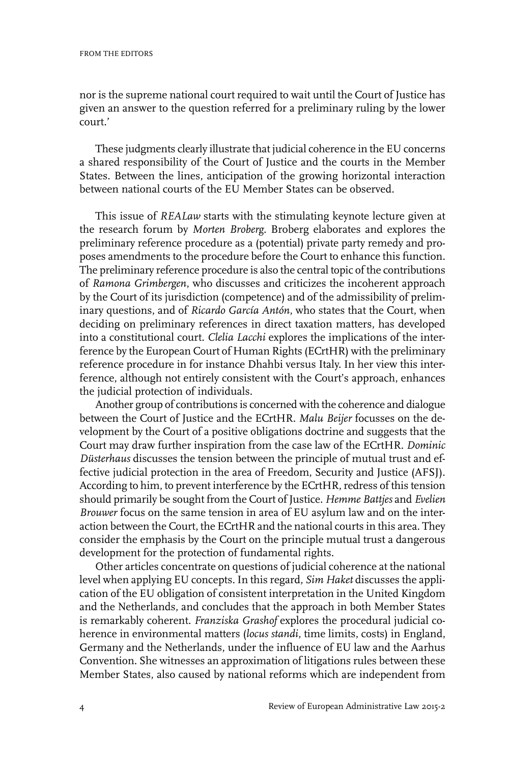nor is the supreme national court required to wait until the Court of Justice has given an answer to the question referred for a preliminary ruling by the lower court.'

These judgments clearly illustrate that judicial coherence in the EU concerns a shared responsibility of the Court of Justice and the courts in the Member States. Between the lines, anticipation of the growing horizontal interaction between national courts of the EU Member States can be observed.

This issue of *REALaw* starts with the stimulating keynote lecture given at the research forum by *Morten Broberg*. Broberg elaborates and explores the preliminary reference procedure as a (potential) private party remedy and proposes amendments to the procedure before the Court to enhance this function. The preliminary reference procedure is also the central topic of the contributions of *Ramona Grimbergen*, who discusses and criticizes the incoherent approach by the Court of its jurisdiction (competence) and of the admissibility of preliminary questions, and of *Ricardo García Antón*, who states that the Court, when deciding on preliminary references in direct taxation matters, has developed into a constitutional court. *Clelia Lacchi* explores the implications of the interference by the European Court of Human Rights (ECrtHR) with the preliminary reference procedure in for instance Dhahbi versus Italy. In her view this interference, although not entirely consistent with the Court's approach, enhances the judicial protection of individuals.

Another group of contributions is concerned with the coherence and dialogue between the Court of Justice and the ECrtHR. *Malu Beijer* focusses on the development by the Court of a positive obligations doctrine and suggests that the Court may draw further inspiration from the case law of the ECrtHR. *Dominic Düsterhaus* discusses the tension between the principle of mutual trust and effective judicial protection in the area of Freedom, Security and Justice (AFSJ). According to him, to prevent interference by the ECrtHR, redress of this tension should primarily be sought from the Court of Justice. *Hemme Battjes* and *Evelien Brouwer* focus on the same tension in area of EU asylum law and on the interaction between the Court, the ECrtHR and the national courts in this area. They consider the emphasis by the Court on the principle mutual trust a dangerous development for the protection of fundamental rights.

Other articles concentrate on questions of judicial coherence at the national level when applying EU concepts. In this regard, *Sim Haket* discusses the application of the EU obligation of consistent interpretation in the United Kingdom and the Netherlands, and concludes that the approach in both Member States is remarkably coherent. *Franziska Grashof* explores the procedural judicial coherence in environmental matters (*locus standi*, time limits, costs) in England, Germany and the Netherlands, under the influence of EU law and the Aarhus Convention. She witnesses an approximation of litigations rules between these Member States, also caused by national reforms which are independent from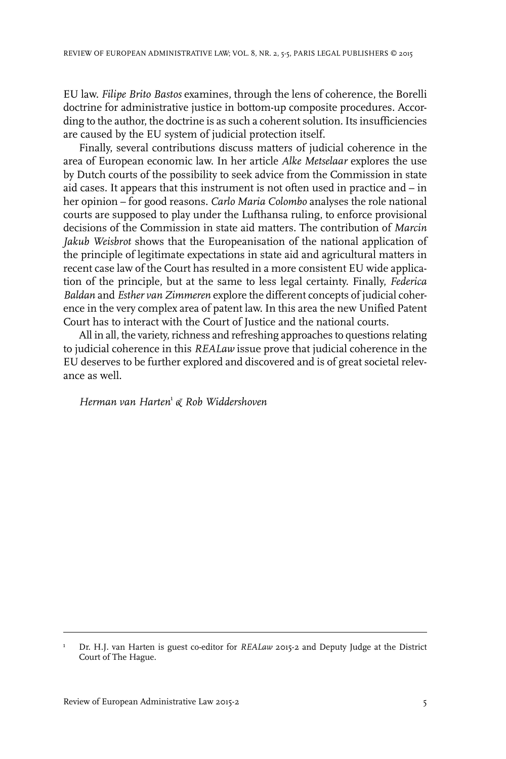EU law. *Filipe Brito Bastos* examines, through the lens of coherence, the Borelli doctrine for administrative justice in bottom-up composite procedures. According to the author, the doctrine is as such a coherent solution. Its insufficiencies are caused by the EU system of judicial protection itself.

Finally, several contributions discuss matters of judicial coherence in the area of European economic law. In her article *Alke Metselaar* explores the use by Dutch courts of the possibility to seek advice from the Commission in state aid cases. It appears that this instrument is not often used in practice and – in her opinion – for good reasons. *Carlo Maria Colombo* analyses the role national courts are supposed to play under the Lufthansa ruling, to enforce provisional decisions of the Commission in state aid matters. The contribution of *Marcin Jakub Weisbrot* shows that the Europeanisation of the national application of the principle of legitimate expectations in state aid and agricultural matters in recent case law of the Court has resulted in a more consistent EU wide application of the principle, but at the same to less legal certainty. Finally, *Federica Baldan* and *Esther van Zimmeren* explore the different concepts of judicial coherence in the very complex area of patent law. In this area the new Unified Patent Court has to interact with the Court of Justice and the national courts.

All in all, the variety, richness and refreshing approaches to questions relating to judicial coherence in this *REALaw* issue prove that judicial coherence in the EU deserves to be further explored and discovered and is of great societal relevance as well.

*Herman van Harten*[1] *& Rob Widdershoven*

---

[1] Dr. H.J. van Harten is guest co-editor for *REALaw* 2015-2 and Deputy Judge at the District Court of The Hague.